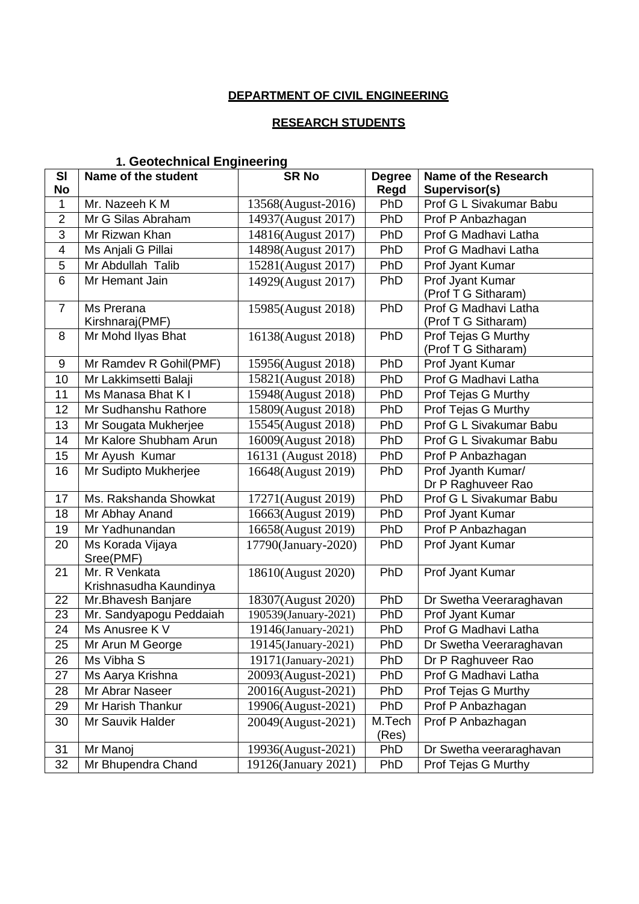**DEPARTMENT OF CIVIL ENGINEERING**

**RESEARCH STUDENTS**

### 1. Geotechnical Engineering

| Sl No | Name of the student | SR No | Degree Regd | Name of the Research Supervisor(s) |
|---|---|---|---|---|
| 1 | Mr. Nazeeh K M | 13568(August-2016) | PhD | Prof G L Sivakumar Babu |
| 2 | Mr G Silas Abraham | 14937(August 2017) | PhD | Prof P Anbazhagan |
| 3 | Mr Rizwan Khan | 14816(August 2017) | PhD | Prof G Madhavi Latha |
| 4 | Ms Anjali G Pillai | 14898(August 2017) | PhD | Prof G Madhavi Latha |
| 5 | Mr Abdullah Talib | 15281(August 2017) | PhD | Prof Jyant Kumar |
| 6 | Mr Hemant Jain | 14929(August 2017) | PhD | Prof Jyant Kumar (Prof T G Sitharam) |
| 7 | Ms Prerana Kirshnaraj(PMF) | 15985(August 2018) | PhD | Prof G Madhavi Latha (Prof T G Sitharam) |
| 8 | Mr Mohd Ilyas Bhat | 16138(August 2018) | PhD | Prof Tejas G Murthy (Prof T G Sitharam) |
| 9 | Mr Ramdev R Gohil(PMF) | 15956(August 2018) | PhD | Prof Jyant Kumar |
| 10 | Mr Lakkimsetti Balaji | 15821(August 2018) | PhD | Prof G Madhavi Latha |
| 11 | Ms Manasa Bhat K I | 15948(August 2018) | PhD | Prof Tejas G Murthy |
| 12 | Mr Sudhanshu Rathore | 15809(August 2018) | PhD | Prof Tejas G Murthy |
| 13 | Mr Sougata Mukherjee | 15545(August 2018) | PhD | Prof G L Sivakumar Babu |
| 14 | Mr Kalore Shubham Arun | 16009(August 2018) | PhD | Prof G L Sivakumar Babu |
| 15 | Mr Ayush Kumar | 16131 (August 2018) | PhD | Prof P Anbazhagan |
| 16 | Mr Sudipto Mukherjee | 16648(August 2019) | PhD | Prof Jyanth Kumar/ Dr P Raghuveer Rao |
| 17 | Ms. Rakshanda Showkat | 17271(August 2019) | PhD | Prof G L Sivakumar Babu |
| 18 | Mr Abhay Anand | 16663(August 2019) | PhD | Prof Jyant Kumar |
| 19 | Mr Yadhunandan | 16658(August 2019) | PhD | Prof P Anbazhagan |
| 20 | Ms Korada Vijaya Sree(PMF) | 17790(January-2020) | PhD | Prof Jyant Kumar |
| 21 | Mr. R Venkata Krishnasudha Kaundinya | 18610(August 2020) | PhD | Prof Jyant Kumar |
| 22 | Mr.Bhavesh Banjare | 18307(August 2020) | PhD | Dr Swetha Veeraraghavan |
| 23 | Mr. Sandyapogu Peddaiah | 190539(January-2021) | PhD | Prof Jyant Kumar |
| 24 | Ms Anusree K V | 19146(January-2021) | PhD | Prof G Madhavi Latha |
| 25 | Mr Arun M George | 19145(January-2021) | PhD | Dr Swetha Veeraraghavan |
| 26 | Ms Vibha S | 19171(January-2021) | PhD | Dr P Raghuveer Rao |
| 27 | Ms Aarya Krishna | 20093(August-2021) | PhD | Prof G Madhavi Latha |
| 28 | Mr Abrar Naseer | 20016(August-2021) | PhD | Prof Tejas G Murthy |
| 29 | Mr Harish Thankur | 19906(August-2021) | PhD | Prof P Anbazhagan |
| 30 | Mr Sauvik Halder | 20049(August-2021) | M.Tech (Res) | Prof P Anbazhagan |
| 31 | Mr Manoj | 19936(August-2021) | PhD | Dr Swetha veeraraghavan |
| 32 | Mr Bhupendra Chand | 19126(January 2021) | PhD | Prof Tejas G Murthy |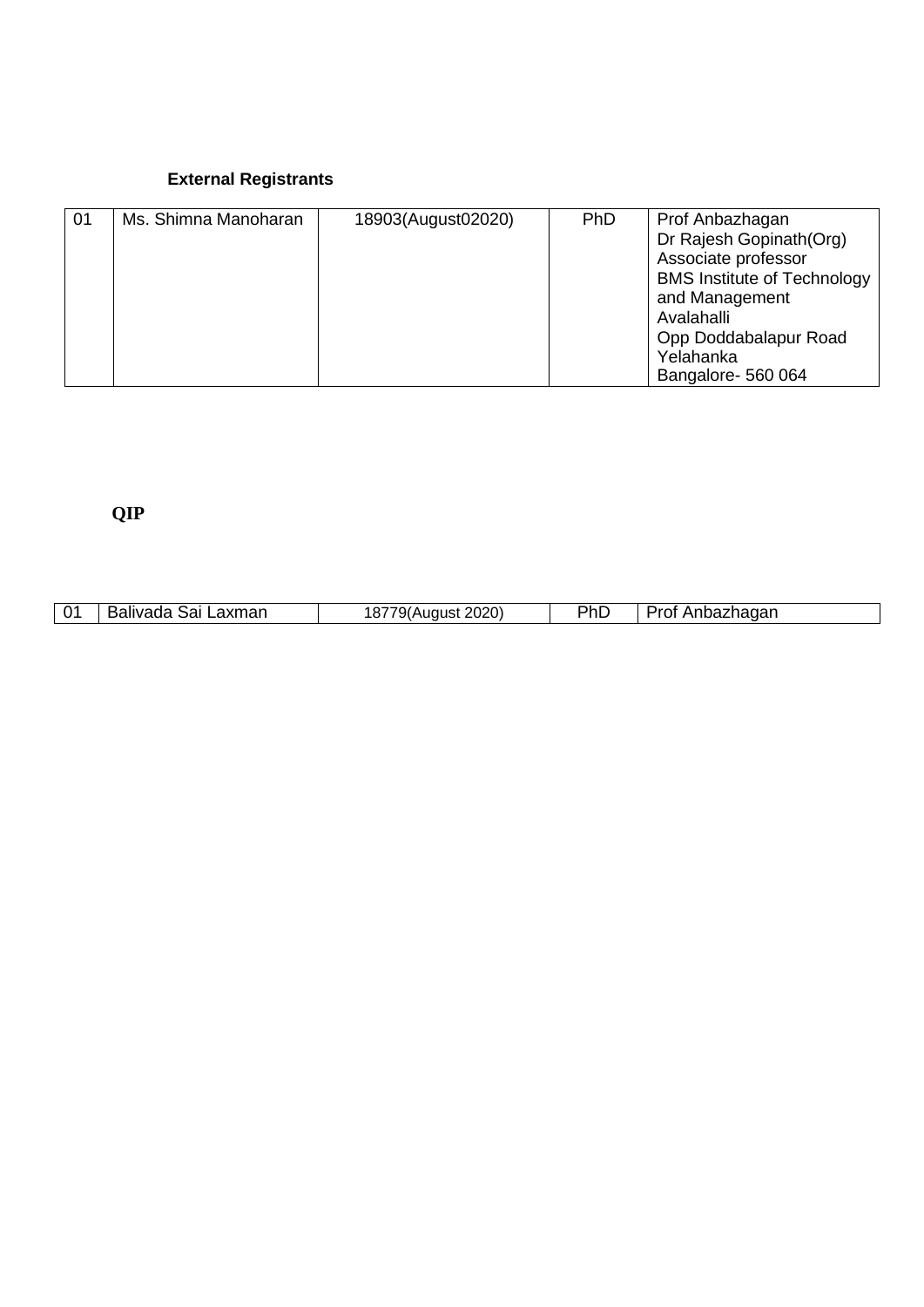**External Registrants**

| 01 | Ms. Shimna Manoharan | 18903(August02020) | PhD | Prof Anbazhagan<br>Dr Rajesh Gopinath(Org)<br>Associate professor<br>BMS Institute of Technology and Management<br>Avalahalli<br>Opp Doddabalapur Road<br>Yelahanka<br>Bangalore- 560 064 |
|---|---|---|---|---|

**QIP**

| 01 | Balivada Sai Laxman | 18779(August 2020) | PhD | Prof Anbazhagan |
|---|---|---|---|---|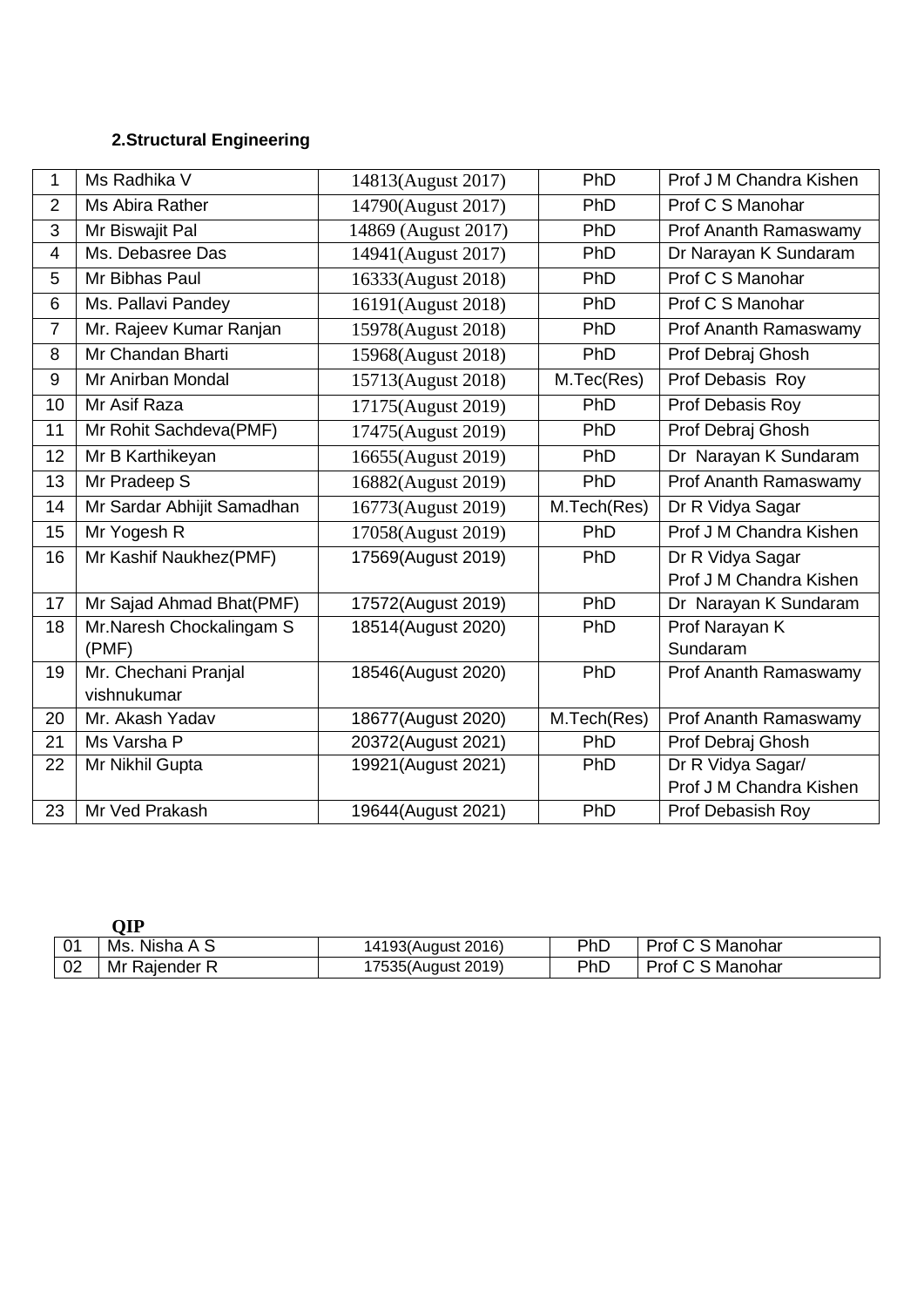**2.Structural Engineering**

| 1 | Ms Radhika V | 14813(August 2017) | PhD | Prof J M Chandra Kishen |
|---|---|---|---|---|
| 2 | Ms Abira Rather | 14790(August 2017) | PhD | Prof C S Manohar |
| 3 | Mr Biswajit Pal | 14869 (August 2017) | PhD | Prof Ananth Ramaswamy |
| 4 | Ms. Debasree Das | 14941(August 2017) | PhD | Dr Narayan K Sundaram |
| 5 | Mr Bibhas Paul | 16333(August 2018) | PhD | Prof C S Manohar |
| 6 | Ms. Pallavi Pandey | 16191(August 2018) | PhD | Prof C S Manohar |
| 7 | Mr. Rajeev Kumar Ranjan | 15978(August 2018) | PhD | Prof Ananth Ramaswamy |
| 8 | Mr Chandan Bharti | 15968(August 2018) | PhD | Prof Debraj Ghosh |
| 9 | Mr Anirban Mondal | 15713(August 2018) | M.Tec(Res) | Prof Debasis Roy |
| 10 | Mr Asif Raza | 17175(August 2019) | PhD | Prof Debasis Roy |
| 11 | Mr Rohit Sachdeva(PMF) | 17475(August 2019) | PhD | Prof Debraj Ghosh |
| 12 | Mr B Karthikeyan | 16655(August 2019) | PhD | Dr Narayan K Sundaram |
| 13 | Mr Pradeep S | 16882(August 2019) | PhD | Prof Ananth Ramaswamy |
| 14 | Mr Sardar Abhijit Samadhan | 16773(August 2019) | M.Tech(Res) | Dr R Vidya Sagar |
| 15 | Mr Yogesh R | 17058(August 2019) | PhD | Prof J M Chandra Kishen |
| 16 | Mr Kashif Naukhez(PMF) | 17569(August 2019) | PhD | Dr R Vidya Sagar Prof J M Chandra Kishen |
| 17 | Mr Sajad Ahmad Bhat(PMF) | 17572(August 2019) | PhD | Dr Narayan K Sundaram |
| 18 | Mr.Naresh Chockalingam S (PMF) | 18514(August 2020) | PhD | Prof Narayan K Sundaram |
| 19 | Mr. Chechani Pranjal vishnukumar | 18546(August 2020) | PhD | Prof Ananth Ramaswamy |
| 20 | Mr. Akash Yadav | 18677(August 2020) | M.Tech(Res) | Prof Ananth Ramaswamy |
| 21 | Ms Varsha P | 20372(August 2021) | PhD | Prof Debraj Ghosh |
| 22 | Mr Nikhil Gupta | 19921(August 2021) | PhD | Dr R Vidya Sagar/ Prof J M Chandra Kishen |
| 23 | Mr Ved Prakash | 19644(August 2021) | PhD | Prof Debasish Roy |

**QIP**

| 01 | Ms. Nisha A S | 14193(August 2016) | PhD | Prof C S Manohar |
|---|---|---|---|---|
| 02 | Mr Rajender R | 17535(August 2019) | PhD | Prof C S Manohar |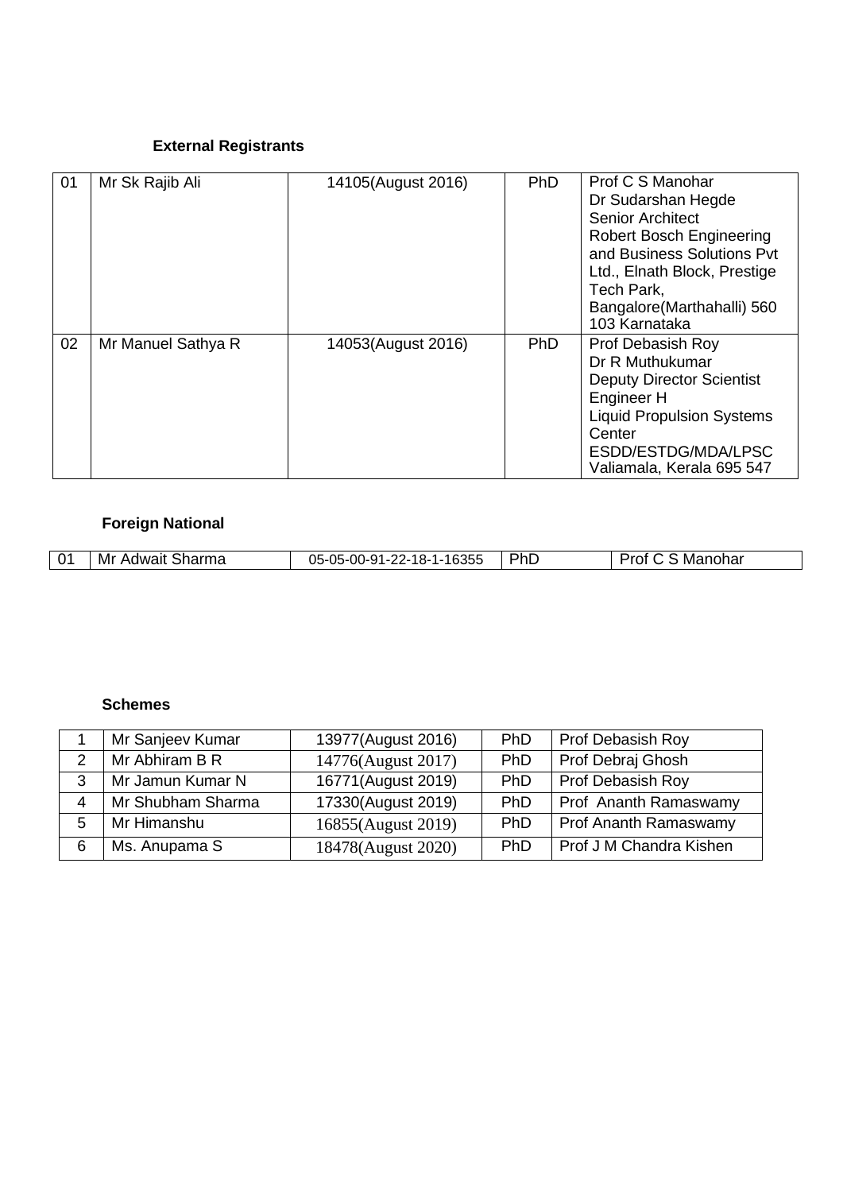**External Registrants**

| | | | | |
|---|---|---|---|---|
| 01 | Mr Sk Rajib Ali | 14105(August 2016) | PhD | Prof C S Manohar<br>Dr Sudarshan Hegde<br>Senior Architect<br>Robert Bosch Engineering and Business Solutions Pvt Ltd., Elnath Block, Prestige Tech Park, Bangalore(Marthahalli) 560 103 Karnataka |
| 02 | Mr Manuel Sathya R | 14053(August 2016) | PhD | Prof Debasish Roy<br>Dr R Muthukumar<br>Deputy Director Scientist Engineer H<br>Liquid Propulsion Systems Center<br>ESDD/ESTDG/MDA/LPSC<br>Valiamala, Kerala 695 547 |

**Foreign National**

| | | | | |
|---|---|---|---|---|
| 01 | Mr Adwait Sharma | 05-05-00-91-22-18-1-16355 | PhD | Prof C S Manohar |

**Schemes**

| | | | | |
|---|---|---|---|---|
| 1 | Mr Sanjeev Kumar | 13977(August 2016) | PhD | Prof Debasish Roy |
| 2 | Mr Abhiram B R | 14776(August 2017) | PhD | Prof Debraj Ghosh |
| 3 | Mr Jamun Kumar N | 16771(August 2019) | PhD | Prof Debasish Roy |
| 4 | Mr Shubham Sharma | 17330(August 2019) | PhD | Prof Ananth Ramaswamy |
| 5 | Mr Himanshu | 16855(August 2019) | PhD | Prof Ananth Ramaswamy |
| 6 | Ms. Anupama S | 18478(August 2020) | PhD | Prof J M Chandra Kishen |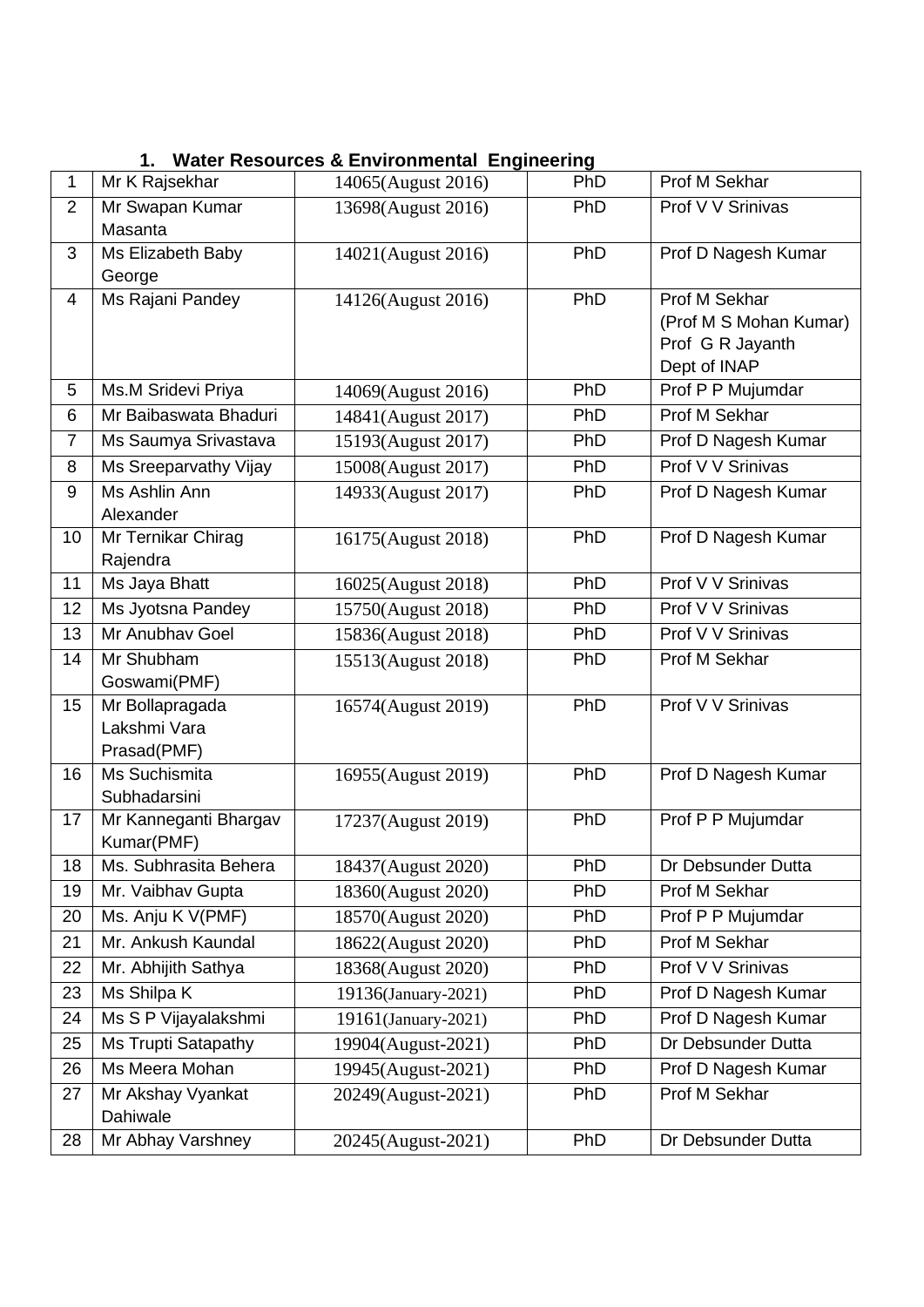### 1. Water Resources & Environmental Engineering

| | | | | |
|---|---|---|---|---|
| 1 | Mr K Rajsekhar | 14065(August 2016) | PhD | Prof M Sekhar |
| 2 | Mr Swapan Kumar Masanta | 13698(August 2016) | PhD | Prof V V Srinivas |
| 3 | Ms Elizabeth Baby George | 14021(August 2016) | PhD | Prof D Nagesh Kumar |
| 4 | Ms Rajani Pandey | 14126(August 2016) | PhD | Prof M Sekhar (Prof M S Mohan Kumar) Prof G R Jayanth Dept of INAP |
| 5 | Ms.M Sridevi Priya | 14069(August 2016) | PhD | Prof P P Mujumdar |
| 6 | Mr Baibaswata Bhaduri | 14841(August 2017) | PhD | Prof M Sekhar |
| 7 | Ms Saumya Srivastava | 15193(August 2017) | PhD | Prof D Nagesh Kumar |
| 8 | Ms Sreeparvathy Vijay | 15008(August 2017) | PhD | Prof V V Srinivas |
| 9 | Ms Ashlin Ann Alexander | 14933(August 2017) | PhD | Prof D Nagesh Kumar |
| 10 | Mr Ternikar Chirag Rajendra | 16175(August 2018) | PhD | Prof D Nagesh Kumar |
| 11 | Ms Jaya Bhatt | 16025(August 2018) | PhD | Prof V V Srinivas |
| 12 | Ms Jyotsna Pandey | 15750(August 2018) | PhD | Prof V V Srinivas |
| 13 | Mr Anubhav Goel | 15836(August 2018) | PhD | Prof V V Srinivas |
| 14 | Mr Shubham Goswami(PMF) | 15513(August 2018) | PhD | Prof M Sekhar |
| 15 | Mr Bollapragada Lakshmi Vara Prasad(PMF) | 16574(August 2019) | PhD | Prof V V Srinivas |
| 16 | Ms Suchismita Subhadarsini | 16955(August 2019) | PhD | Prof D Nagesh Kumar |
| 17 | Mr Kanneganti Bhargav Kumar(PMF) | 17237(August 2019) | PhD | Prof P P Mujumdar |
| 18 | Ms. Subhrasita Behera | 18437(August 2020) | PhD | Dr Debsunder Dutta |
| 19 | Mr. Vaibhav Gupta | 18360(August 2020) | PhD | Prof M Sekhar |
| 20 | Ms. Anju K V(PMF) | 18570(August 2020) | PhD | Prof P P Mujumdar |
| 21 | Mr. Ankush Kaundal | 18622(August 2020) | PhD | Prof M Sekhar |
| 22 | Mr. Abhijith Sathya | 18368(August 2020) | PhD | Prof V V Srinivas |
| 23 | Ms Shilpa K | 19136(January-2021) | PhD | Prof D Nagesh Kumar |
| 24 | Ms S P Vijayalakshmi | 19161(January-2021) | PhD | Prof D Nagesh Kumar |
| 25 | Ms Trupti Satapathy | 19904(August-2021) | PhD | Dr Debsunder Dutta |
| 26 | Ms Meera Mohan | 19945(August-2021) | PhD | Prof D Nagesh Kumar |
| 27 | Mr Akshay Vyankat Dahiwale | 20249(August-2021) | PhD | Prof M Sekhar |
| 28 | Mr Abhay Varshney | 20245(August-2021) | PhD | Dr Debsunder Dutta |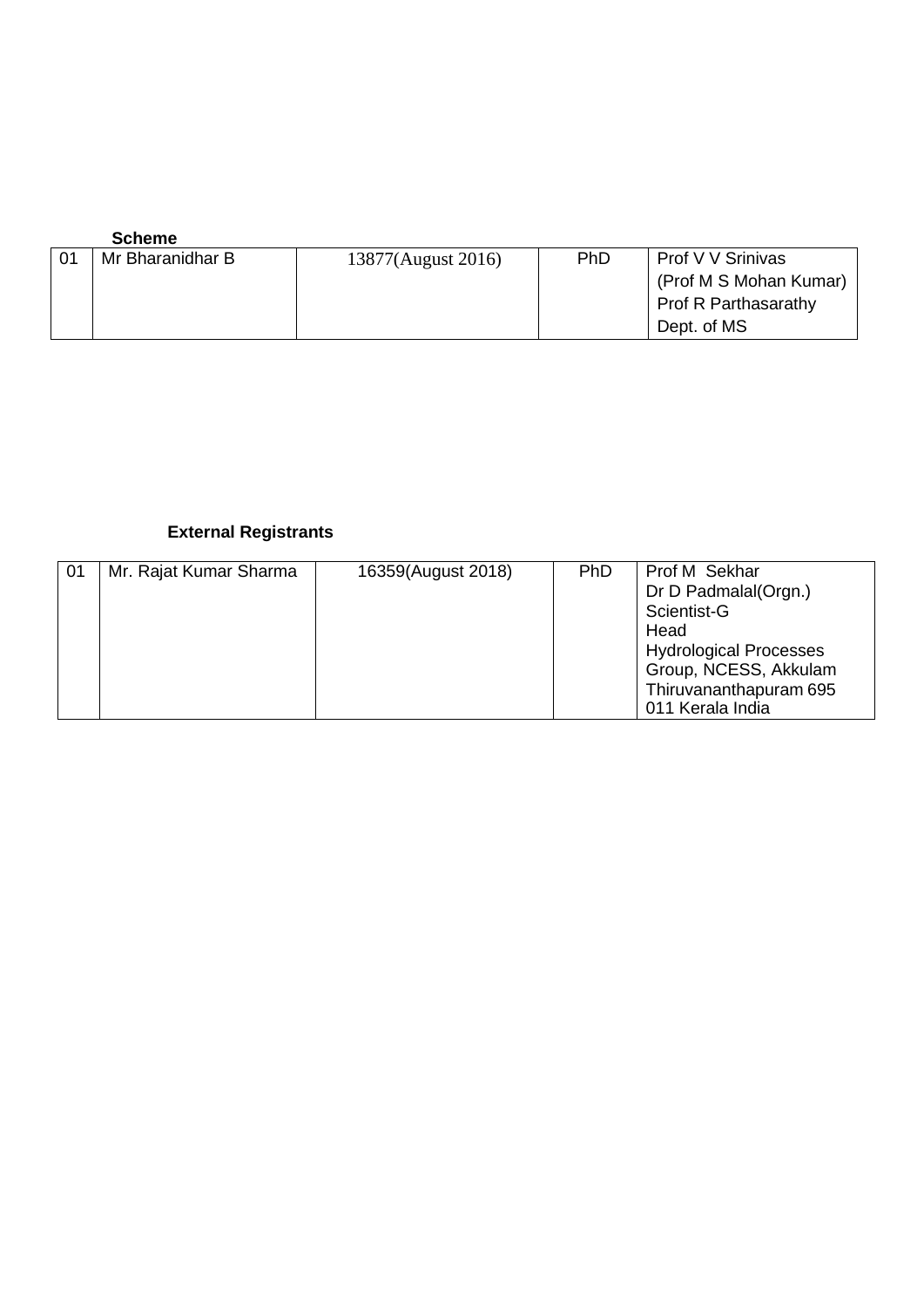**Scheme**

| 01 | Mr Bharanidhar B | 13877(August 2016) | PhD | Prof V V Srinivas (Prof M S Mohan Kumar) Prof R Parthasarathy Dept. of MS |
|---|---|---|---|---|

**External Registrants**

| 01 | Mr. Rajat Kumar Sharma | 16359(August 2018) | PhD | Prof M Sekhar Dr D Padmalal(Orgn.) Scientist-G Head Hydrological Processes Group, NCESS, Akkulam Thiruvananthapuram 695 011 Kerala India |
|---|---|---|---|---|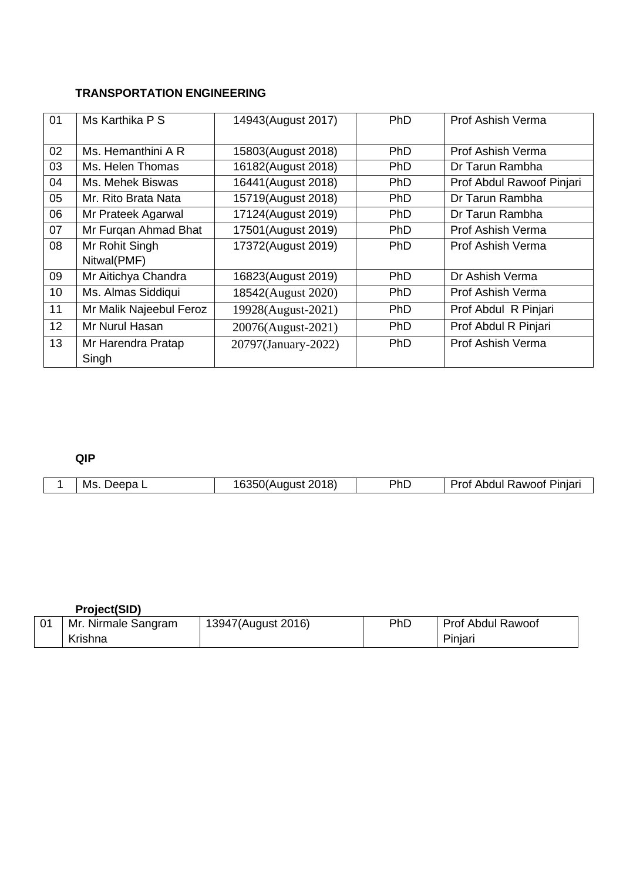**TRANSPORTATION ENGINEERING**

| | | | | |
|---|---|---|---|---|
| 01 | Ms Karthika P S | 14943(August 2017) | PhD | Prof Ashish Verma |
| 02 | Ms. Hemanthini A R | 15803(August 2018) | PhD | Prof Ashish Verma |
| 03 | Ms. Helen Thomas | 16182(August 2018) | PhD | Dr Tarun Rambha |
| 04 | Ms. Mehek Biswas | 16441(August 2018) | PhD | Prof Abdul Rawoof Pinjari |
| 05 | Mr. Rito Brata Nata | 15719(August 2018) | PhD | Dr Tarun Rambha |
| 06 | Mr Prateek Agarwal | 17124(August 2019) | PhD | Dr Tarun Rambha |
| 07 | Mr Furqan Ahmad Bhat | 17501(August 2019) | PhD | Prof Ashish Verma |
| 08 | Mr Rohit Singh Nitwal(PMF) | 17372(August 2019) | PhD | Prof Ashish Verma |
| 09 | Mr Aitichya Chandra | 16823(August 2019) | PhD | Dr Ashish Verma |
| 10 | Ms. Almas Siddiqui | 18542(August 2020) | PhD | Prof Ashish Verma |
| 11 | Mr Malik Najeebul Feroz | 19928(August-2021) | PhD | Prof Abdul R Pinjari |
| 12 | Mr Nurul Hasan | 20076(August-2021) | PhD | Prof Abdul R Pinjari |
| 13 | Mr Harendra Pratap Singh | 20797(January-2022) | PhD | Prof Ashish Verma |

**QIP**

| | | | | |
|---|---|---|---|---|
| 1 | Ms. Deepa L | 16350(August 2018) | PhD | Prof Abdul Rawoof Pinjari |

**Project(SID)**

| | | | | |
|---|---|---|---|---|
| 01 | Mr. Nirmale Sangram Krishna | 13947(August 2016) | PhD | Prof Abdul Rawoof Pinjari |